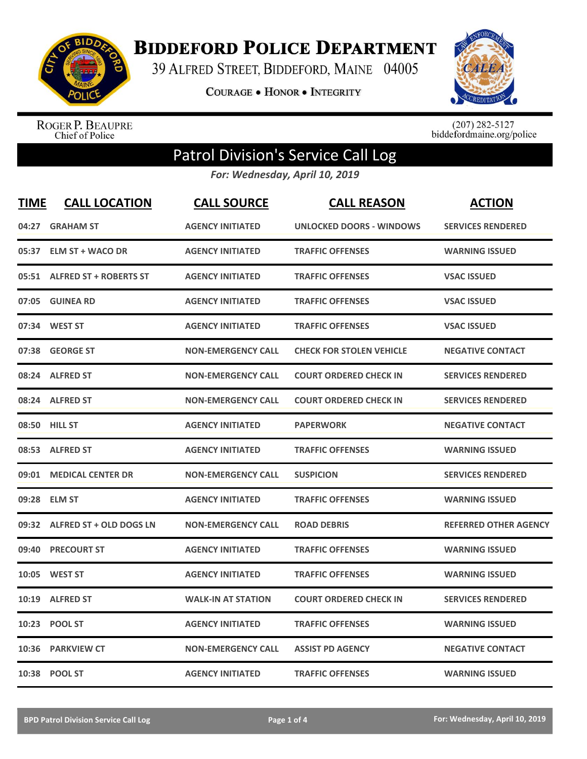# Biddeford Police Department

39 Alfred Street, Biddeford, Maine 04005

Courage • Honor • Integrity

Roger P. Beaupre
Chief of Police

(207) 282-5127
biddefordmaine.org/police

## Patrol Division's Service Call Log

*For: Wednesday, April 10, 2019*

| TIME | CALL LOCATION | CALL SOURCE | CALL REASON | ACTION |
|---|---|---|---|---|
| 04:27 | GRAHAM ST | AGENCY INITIATED | UNLOCKED DOORS - WINDOWS | SERVICES RENDERED |
| 05:37 | ELM ST + WACO DR | AGENCY INITIATED | TRAFFIC OFFENSES | WARNING ISSUED |
| 05:51 | ALFRED ST + ROBERTS ST | AGENCY INITIATED | TRAFFIC OFFENSES | VSAC ISSUED |
| 07:05 | GUINEA RD | AGENCY INITIATED | TRAFFIC OFFENSES | VSAC ISSUED |
| 07:34 | WEST ST | AGENCY INITIATED | TRAFFIC OFFENSES | VSAC ISSUED |
| 07:38 | GEORGE ST | NON-EMERGENCY CALL | CHECK FOR STOLEN VEHICLE | NEGATIVE CONTACT |
| 08:24 | ALFRED ST | NON-EMERGENCY CALL | COURT ORDERED CHECK IN | SERVICES RENDERED |
| 08:24 | ALFRED ST | NON-EMERGENCY CALL | COURT ORDERED CHECK IN | SERVICES RENDERED |
| 08:50 | HILL ST | AGENCY INITIATED | PAPERWORK | NEGATIVE CONTACT |
| 08:53 | ALFRED ST | AGENCY INITIATED | TRAFFIC OFFENSES | WARNING ISSUED |
| 09:01 | MEDICAL CENTER DR | NON-EMERGENCY CALL | SUSPICION | SERVICES RENDERED |
| 09:28 | ELM ST | AGENCY INITIATED | TRAFFIC OFFENSES | WARNING ISSUED |
| 09:32 | ALFRED ST + OLD DOGS LN | NON-EMERGENCY CALL | ROAD DEBRIS | REFERRED OTHER AGENCY |
| 09:40 | PRECOURT ST | AGENCY INITIATED | TRAFFIC OFFENSES | WARNING ISSUED |
| 10:05 | WEST ST | AGENCY INITIATED | TRAFFIC OFFENSES | WARNING ISSUED |
| 10:19 | ALFRED ST | WALK-IN AT STATION | COURT ORDERED CHECK IN | SERVICES RENDERED |
| 10:23 | POOL ST | AGENCY INITIATED | TRAFFIC OFFENSES | WARNING ISSUED |
| 10:36 | PARKVIEW CT | NON-EMERGENCY CALL | ASSIST PD AGENCY | NEGATIVE CONTACT |
| 10:38 | POOL ST | AGENCY INITIATED | TRAFFIC OFFENSES | WARNING ISSUED |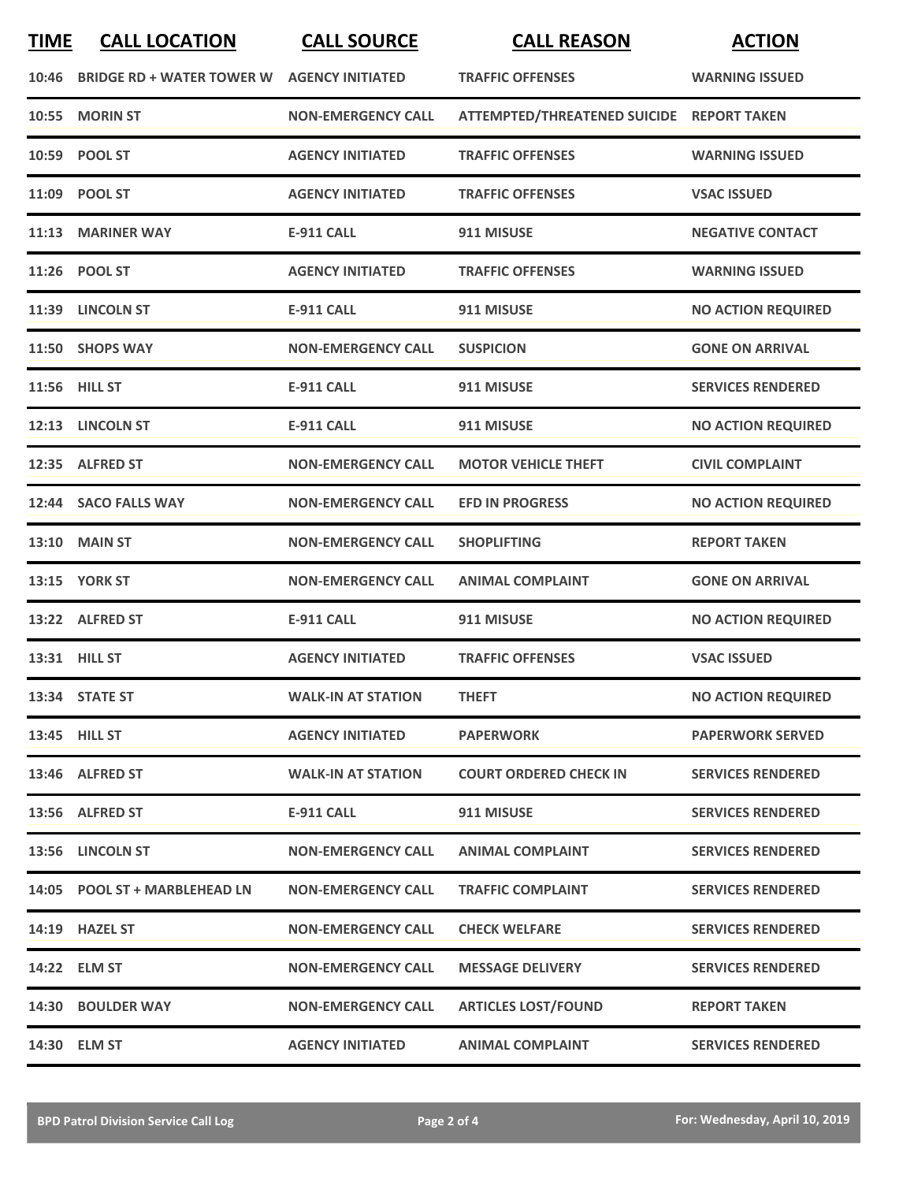| TIME | CALL LOCATION | CALL SOURCE | CALL REASON | ACTION |
|---|---|---|---|---|
| 10:46 | BRIDGE RD + WATER TOWER W | AGENCY INITIATED | TRAFFIC OFFENSES | WARNING ISSUED |
| 10:55 | MORIN ST | NON-EMERGENCY CALL | ATTEMPTED/THREATENED SUICIDE | REPORT TAKEN |
| 10:59 | POOL ST | AGENCY INITIATED | TRAFFIC OFFENSES | WARNING ISSUED |
| 11:09 | POOL ST | AGENCY INITIATED | TRAFFIC OFFENSES | VSAC ISSUED |
| 11:13 | MARINER WAY | E-911 CALL | 911 MISUSE | NEGATIVE CONTACT |
| 11:26 | POOL ST | AGENCY INITIATED | TRAFFIC OFFENSES | WARNING ISSUED |
| 11:39 | LINCOLN ST | E-911 CALL | 911 MISUSE | NO ACTION REQUIRED |
| 11:50 | SHOPS WAY | NON-EMERGENCY CALL | SUSPICION | GONE ON ARRIVAL |
| 11:56 | HILL ST | E-911 CALL | 911 MISUSE | SERVICES RENDERED |
| 12:13 | LINCOLN ST | E-911 CALL | 911 MISUSE | NO ACTION REQUIRED |
| 12:35 | ALFRED ST | NON-EMERGENCY CALL | MOTOR VEHICLE THEFT | CIVIL COMPLAINT |
| 12:44 | SACO FALLS WAY | NON-EMERGENCY CALL | EFD IN PROGRESS | NO ACTION REQUIRED |
| 13:10 | MAIN ST | NON-EMERGENCY CALL | SHOPLIFTING | REPORT TAKEN |
| 13:15 | YORK ST | NON-EMERGENCY CALL | ANIMAL COMPLAINT | GONE ON ARRIVAL |
| 13:22 | ALFRED ST | E-911 CALL | 911 MISUSE | NO ACTION REQUIRED |
| 13:31 | HILL ST | AGENCY INITIATED | TRAFFIC OFFENSES | VSAC ISSUED |
| 13:34 | STATE ST | WALK-IN AT STATION | THEFT | NO ACTION REQUIRED |
| 13:45 | HILL ST | AGENCY INITIATED | PAPERWORK | PAPERWORK SERVED |
| 13:46 | ALFRED ST | WALK-IN AT STATION | COURT ORDERED CHECK IN | SERVICES RENDERED |
| 13:56 | ALFRED ST | E-911 CALL | 911 MISUSE | SERVICES RENDERED |
| 13:56 | LINCOLN ST | NON-EMERGENCY CALL | ANIMAL COMPLAINT | SERVICES RENDERED |
| 14:05 | POOL ST + MARBLEHEAD LN | NON-EMERGENCY CALL | TRAFFIC COMPLAINT | SERVICES RENDERED |
| 14:19 | HAZEL ST | NON-EMERGENCY CALL | CHECK WELFARE | SERVICES RENDERED |
| 14:22 | ELM ST | NON-EMERGENCY CALL | MESSAGE DELIVERY | SERVICES RENDERED |
| 14:30 | BOULDER WAY | NON-EMERGENCY CALL | ARTICLES LOST/FOUND | REPORT TAKEN |
| 14:30 | ELM ST | AGENCY INITIATED | ANIMAL COMPLAINT | SERVICES RENDERED |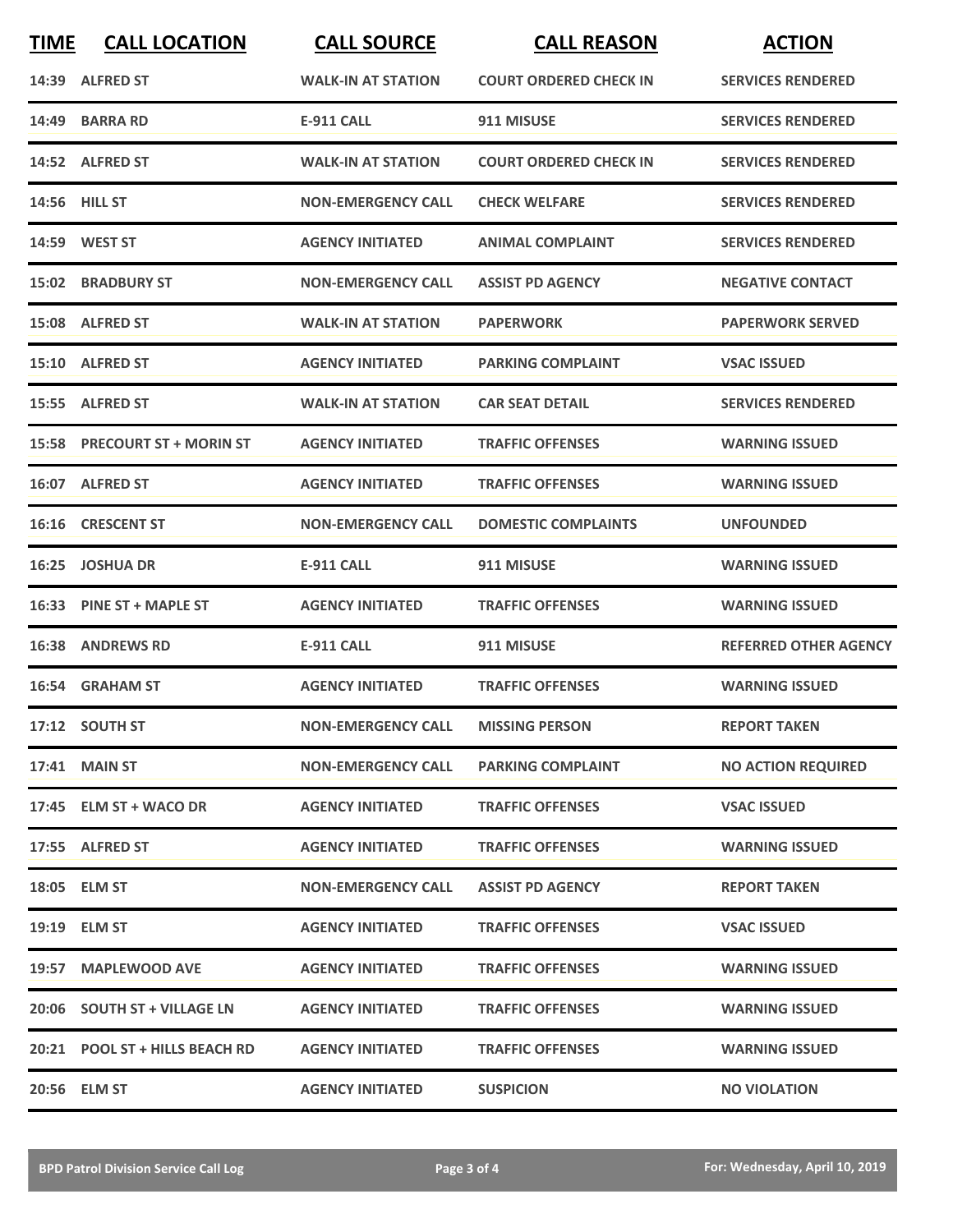| TIME | CALL LOCATION | CALL SOURCE | CALL REASON | ACTION |
|---|---|---|---|---|
| 14:39 | ALFRED ST | WALK-IN AT STATION | COURT ORDERED CHECK IN | SERVICES RENDERED |
| 14:49 | BARRA RD | E-911 CALL | 911 MISUSE | SERVICES RENDERED |
| 14:52 | ALFRED ST | WALK-IN AT STATION | COURT ORDERED CHECK IN | SERVICES RENDERED |
| 14:56 | HILL ST | NON-EMERGENCY CALL | CHECK WELFARE | SERVICES RENDERED |
| 14:59 | WEST ST | AGENCY INITIATED | ANIMAL COMPLAINT | SERVICES RENDERED |
| 15:02 | BRADBURY ST | NON-EMERGENCY CALL | ASSIST PD AGENCY | NEGATIVE CONTACT |
| 15:08 | ALFRED ST | WALK-IN AT STATION | PAPERWORK | PAPERWORK SERVED |
| 15:10 | ALFRED ST | AGENCY INITIATED | PARKING COMPLAINT | VSAC ISSUED |
| 15:55 | ALFRED ST | WALK-IN AT STATION | CAR SEAT DETAIL | SERVICES RENDERED |
| 15:58 | PRECOURT ST + MORIN ST | AGENCY INITIATED | TRAFFIC OFFENSES | WARNING ISSUED |
| 16:07 | ALFRED ST | AGENCY INITIATED | TRAFFIC OFFENSES | WARNING ISSUED |
| 16:16 | CRESCENT ST | NON-EMERGENCY CALL | DOMESTIC COMPLAINTS | UNFOUNDED |
| 16:25 | JOSHUA DR | E-911 CALL | 911 MISUSE | WARNING ISSUED |
| 16:33 | PINE ST + MAPLE ST | AGENCY INITIATED | TRAFFIC OFFENSES | WARNING ISSUED |
| 16:38 | ANDREWS RD | E-911 CALL | 911 MISUSE | REFERRED OTHER AGENCY |
| 16:54 | GRAHAM ST | AGENCY INITIATED | TRAFFIC OFFENSES | WARNING ISSUED |
| 17:12 | SOUTH ST | NON-EMERGENCY CALL | MISSING PERSON | REPORT TAKEN |
| 17:41 | MAIN ST | NON-EMERGENCY CALL | PARKING COMPLAINT | NO ACTION REQUIRED |
| 17:45 | ELM ST + WACO DR | AGENCY INITIATED | TRAFFIC OFFENSES | VSAC ISSUED |
| 17:55 | ALFRED ST | AGENCY INITIATED | TRAFFIC OFFENSES | WARNING ISSUED |
| 18:05 | ELM ST | NON-EMERGENCY CALL | ASSIST PD AGENCY | REPORT TAKEN |
| 19:19 | ELM ST | AGENCY INITIATED | TRAFFIC OFFENSES | VSAC ISSUED |
| 19:57 | MAPLEWOOD AVE | AGENCY INITIATED | TRAFFIC OFFENSES | WARNING ISSUED |
| 20:06 | SOUTH ST + VILLAGE LN | AGENCY INITIATED | TRAFFIC OFFENSES | WARNING ISSUED |
| 20:21 | POOL ST + HILLS BEACH RD | AGENCY INITIATED | TRAFFIC OFFENSES | WARNING ISSUED |
| 20:56 | ELM ST | AGENCY INITIATED | SUSPICION | NO VIOLATION |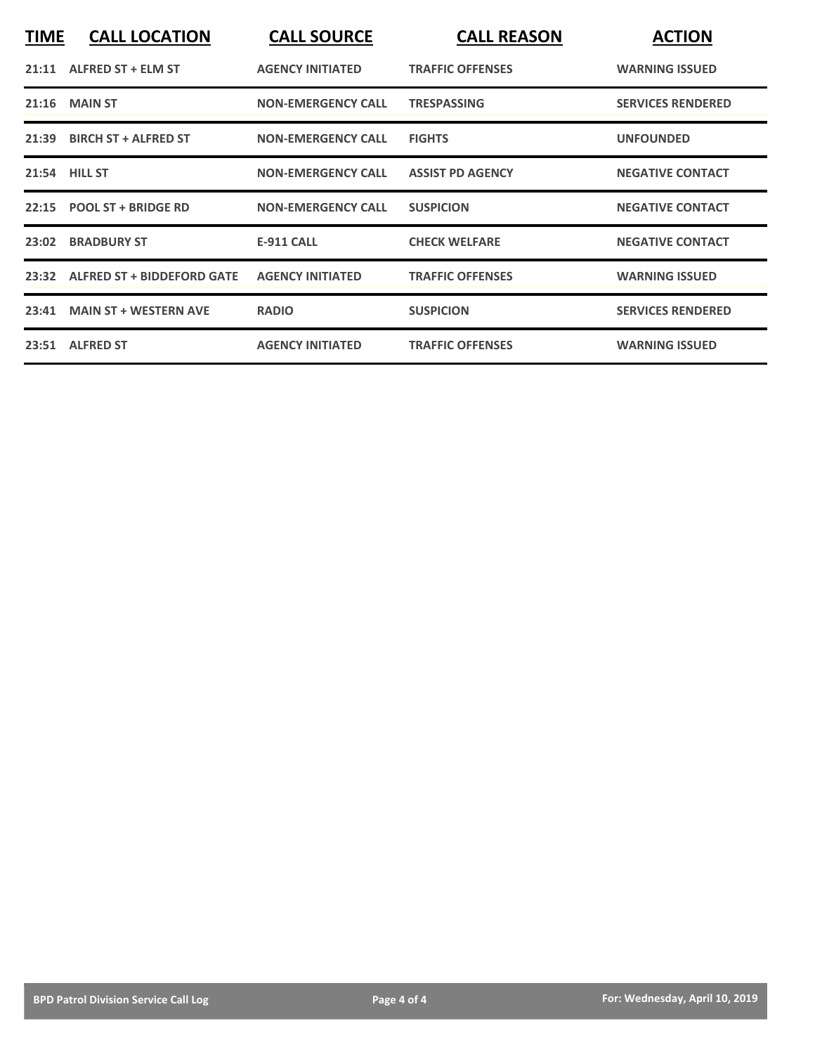| TIME | CALL LOCATION | CALL SOURCE | CALL REASON | ACTION |
| --- | --- | --- | --- | --- |
| 21:11 | ALFRED ST + ELM ST | AGENCY INITIATED | TRAFFIC OFFENSES | WARNING ISSUED |
| 21:16 | MAIN ST | NON-EMERGENCY CALL | TRESPASSING | SERVICES RENDERED |
| 21:39 | BIRCH ST + ALFRED ST | NON-EMERGENCY CALL | FIGHTS | UNFOUNDED |
| 21:54 | HILL ST | NON-EMERGENCY CALL | ASSIST PD AGENCY | NEGATIVE CONTACT |
| 22:15 | POOL ST + BRIDGE RD | NON-EMERGENCY CALL | SUSPICION | NEGATIVE CONTACT |
| 23:02 | BRADBURY ST | E-911 CALL | CHECK WELFARE | NEGATIVE CONTACT |
| 23:32 | ALFRED ST + BIDDEFORD GATE | AGENCY INITIATED | TRAFFIC OFFENSES | WARNING ISSUED |
| 23:41 | MAIN ST + WESTERN AVE | RADIO | SUSPICION | SERVICES RENDERED |
| 23:51 | ALFRED ST | AGENCY INITIATED | TRAFFIC OFFENSES | WARNING ISSUED |